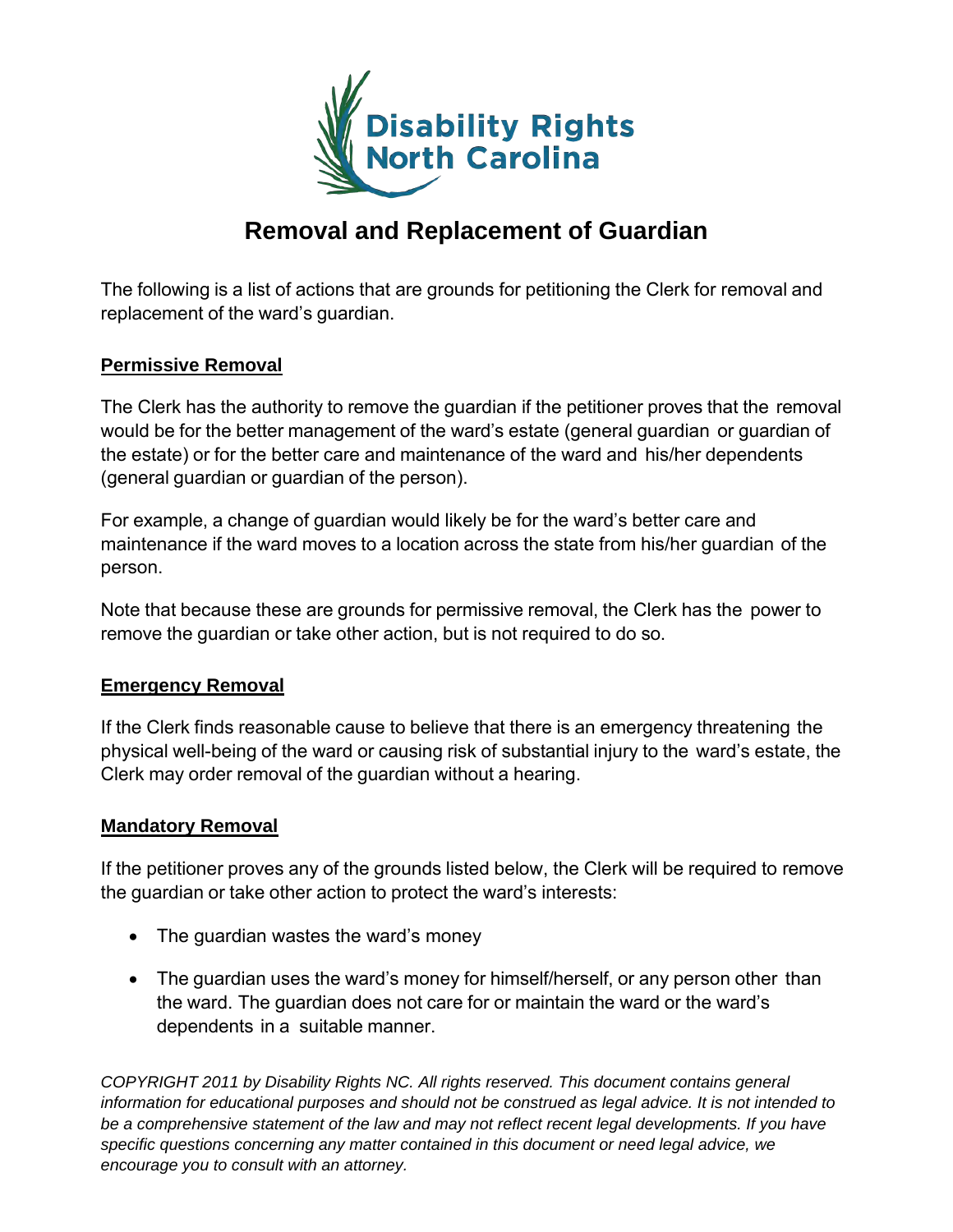Disability Rights North Carolina

# Removal and Replacement of Guardian

The following is a list of actions that are grounds for petitioning the Clerk for removal and replacement of the ward's guardian.

## Permissive Removal

The Clerk has the authority to remove the guardian if the petitioner proves that the removal would be for the better management of the ward's estate (general guardian or guardian of the estate) or for the better care and maintenance of the ward and his/her dependents (general guardian or guardian of the person).

For example, a change of guardian would likely be for the ward's better care and maintenance if the ward moves to a location across the state from his/her guardian of the person.

Note that because these are grounds for permissive removal, the Clerk has the power to remove the guardian or take other action, but is not required to do so.

## Emergency Removal

If the Clerk finds reasonable cause to believe that there is an emergency threatening the physical well-being of the ward or causing risk of substantial injury to the ward's estate, the Clerk may order removal of the guardian without a hearing.

## Mandatory Removal

If the petitioner proves any of the grounds listed below, the Clerk will be required to remove the guardian or take other action to protect the ward's interests:

- The guardian wastes the ward's money
- The guardian uses the ward's money for himself/herself, or any person other than the ward. The guardian does not care for or maintain the ward or the ward's dependents in a suitable manner.

*COPYRIGHT 2011 by Disability Rights NC. All rights reserved. This document contains general information for educational purposes and should not be construed as legal advice. It is not intended to be a comprehensive statement of the law and may not reflect recent legal developments. If you have specific questions concerning any matter contained in this document or need legal advice, we encourage you to consult with an attorney.*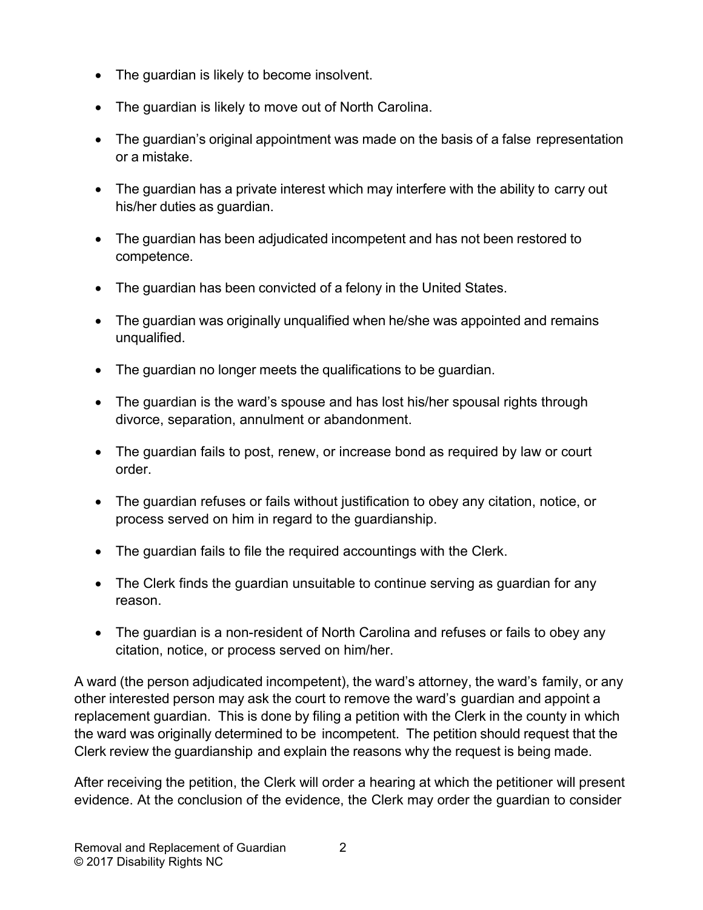- The guardian is likely to become insolvent.
- The guardian is likely to move out of North Carolina.
- The guardian's original appointment was made on the basis of a false representation or a mistake.
- The guardian has a private interest which may interfere with the ability to carry out his/her duties as guardian.
- The guardian has been adjudicated incompetent and has not been restored to competence.
- The guardian has been convicted of a felony in the United States.
- The guardian was originally unqualified when he/she was appointed and remains unqualified.
- The guardian no longer meets the qualifications to be guardian.
- The guardian is the ward's spouse and has lost his/her spousal rights through divorce, separation, annulment or abandonment.
- The guardian fails to post, renew, or increase bond as required by law or court order.
- The guardian refuses or fails without justification to obey any citation, notice, or process served on him in regard to the guardianship.
- The guardian fails to file the required accountings with the Clerk.
- The Clerk finds the guardian unsuitable to continue serving as guardian for any reason.
- The guardian is a non-resident of North Carolina and refuses or fails to obey any citation, notice, or process served on him/her.

A ward (the person adjudicated incompetent), the ward's attorney, the ward's family, or any other interested person may ask the court to remove the ward's guardian and appoint a replacement guardian. This is done by filing a petition with the Clerk in the county in which the ward was originally determined to be incompetent. The petition should request that the Clerk review the guardianship and explain the reasons why the request is being made.

After receiving the petition, the Clerk will order a hearing at which the petitioner will present evidence. At the conclusion of the evidence, the Clerk may order the guardian to consider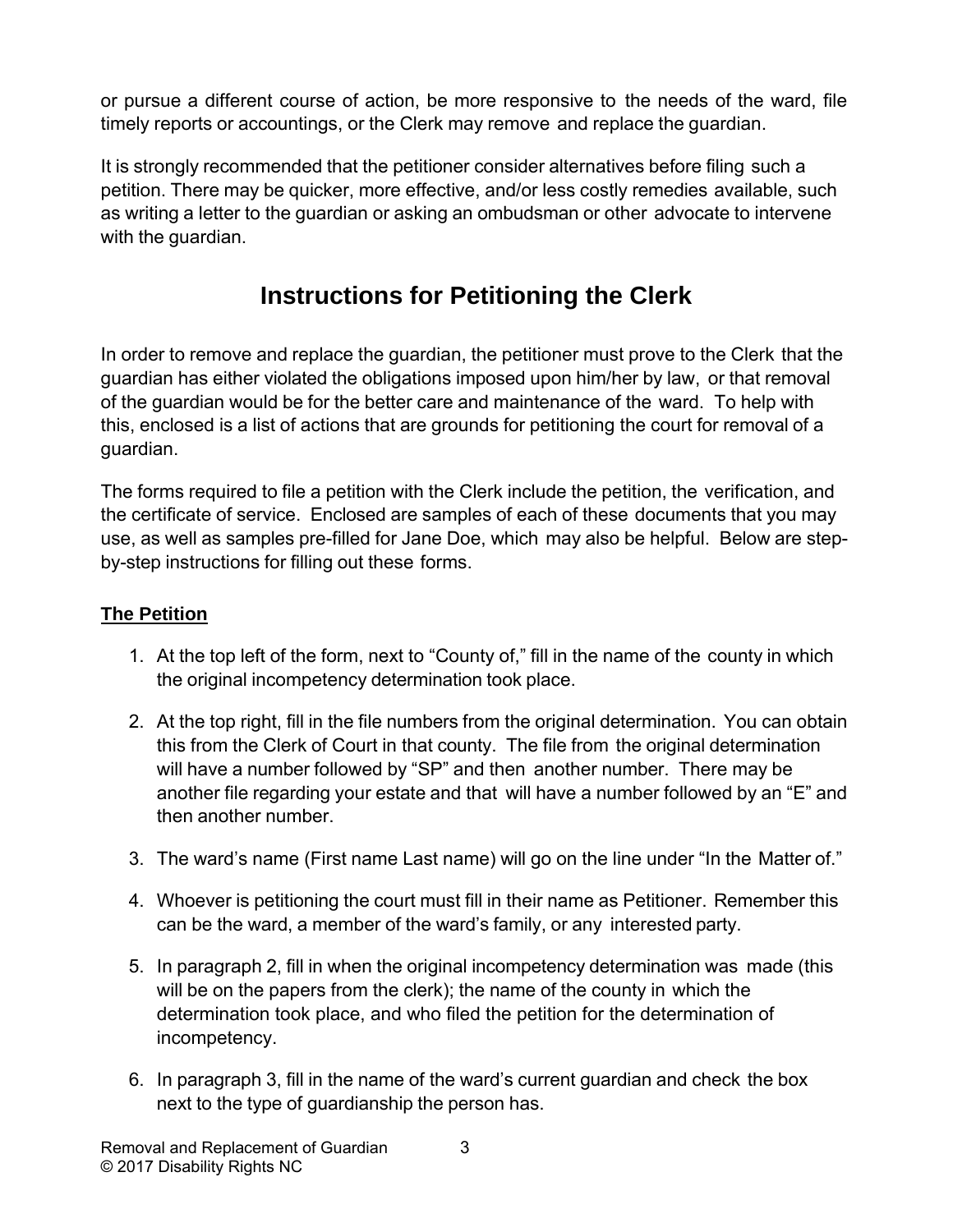or pursue a different course of action, be more responsive to the needs of the ward, file timely reports or accountings, or the Clerk may remove and replace the guardian.

It is strongly recommended that the petitioner consider alternatives before filing such a petition. There may be quicker, more effective, and/or less costly remedies available, such as writing a letter to the guardian or asking an ombudsman or other advocate to intervene with the guardian.

## Instructions for Petitioning the Clerk

In order to remove and replace the guardian, the petitioner must prove to the Clerk that the guardian has either violated the obligations imposed upon him/her by law, or that removal of the guardian would be for the better care and maintenance of the ward. To help with this, enclosed is a list of actions that are grounds for petitioning the court for removal of a guardian.

The forms required to file a petition with the Clerk include the petition, the verification, and the certificate of service. Enclosed are samples of each of these documents that you may use, as well as samples pre-filled for Jane Doe, which may also be helpful. Below are step-by-step instructions for filling out these forms.

### The Petition

1. At the top left of the form, next to "County of," fill in the name of the county in which the original incompetency determination took place.
2. At the top right, fill in the file numbers from the original determination. You can obtain this from the Clerk of Court in that county. The file from the original determination will have a number followed by "SP" and then another number. There may be another file regarding your estate and that will have a number followed by an "E" and then another number.
3. The ward's name (First name Last name) will go on the line under "In the Matter of."
4. Whoever is petitioning the court must fill in their name as Petitioner. Remember this can be the ward, a member of the ward's family, or any interested party.
5. In paragraph 2, fill in when the original incompetency determination was made (this will be on the papers from the clerk); the name of the county in which the determination took place, and who filed the petition for the determination of incompetency.
6. In paragraph 3, fill in the name of the ward's current guardian and check the box next to the type of guardianship the person has.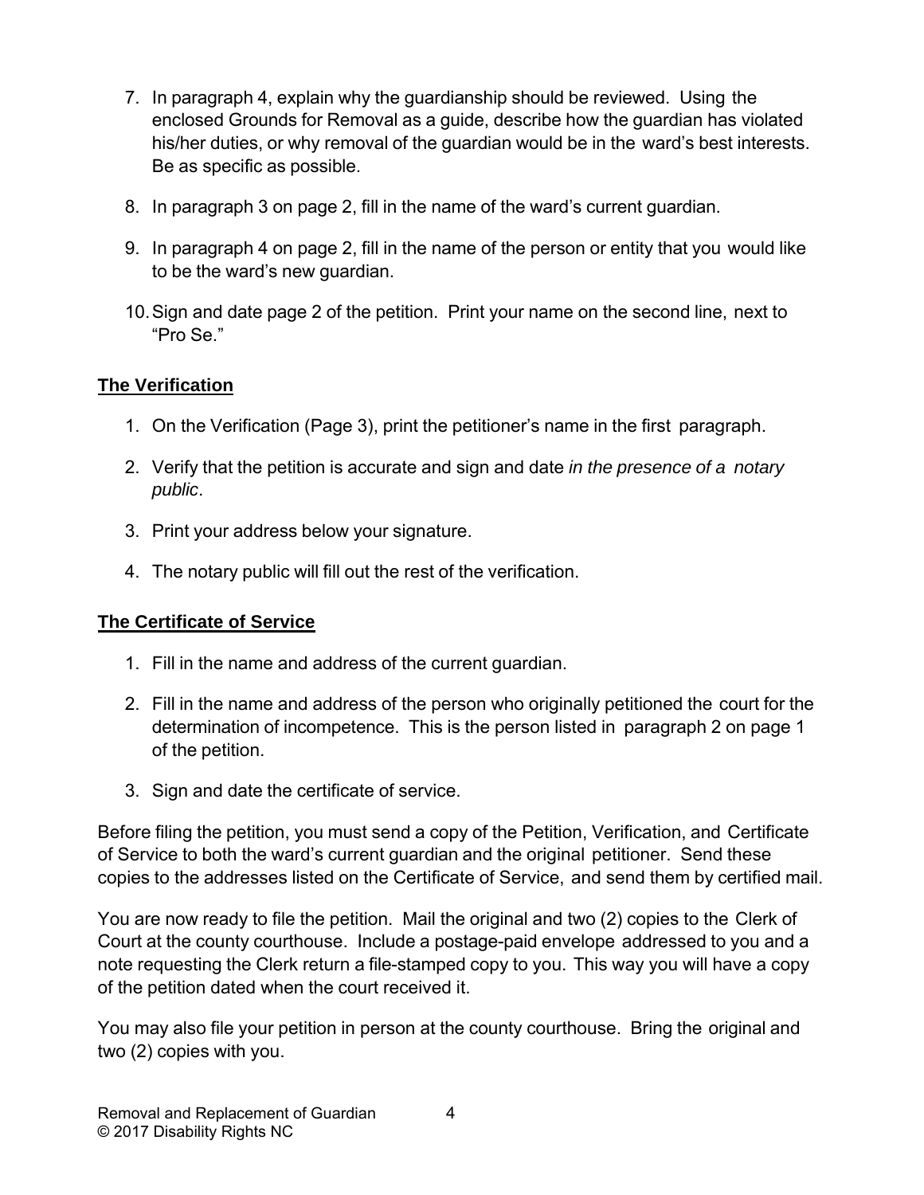7. In paragraph 4, explain why the guardianship should be reviewed. Using the enclosed Grounds for Removal as a guide, describe how the guardian has violated his/her duties, or why removal of the guardian would be in the ward's best interests. Be as specific as possible.

8. In paragraph 3 on page 2, fill in the name of the ward's current guardian.

9. In paragraph 4 on page 2, fill in the name of the person or entity that you would like to be the ward's new guardian.

10. Sign and date page 2 of the petition. Print your name on the second line, next to "Pro Se."

**The Verification**

1. On the Verification (Page 3), print the petitioner's name in the first paragraph.

2. Verify that the petition is accurate and sign and date *in the presence of a notary public*.

3. Print your address below your signature.

4. The notary public will fill out the rest of the verification.

**The Certificate of Service**

1. Fill in the name and address of the current guardian.

2. Fill in the name and address of the person who originally petitioned the court for the determination of incompetence. This is the person listed in paragraph 2 on page 1 of the petition.

3. Sign and date the certificate of service.

Before filing the petition, you must send a copy of the Petition, Verification, and Certificate of Service to both the ward's current guardian and the original petitioner. Send these copies to the addresses listed on the Certificate of Service, and send them by certified mail.

You are now ready to file the petition. Mail the original and two (2) copies to the Clerk of Court at the county courthouse. Include a postage-paid envelope addressed to you and a note requesting the Clerk return a file-stamped copy to you. This way you will have a copy of the petition dated when the court received it.

You may also file your petition in person at the county courthouse. Bring the original and two (2) copies with you.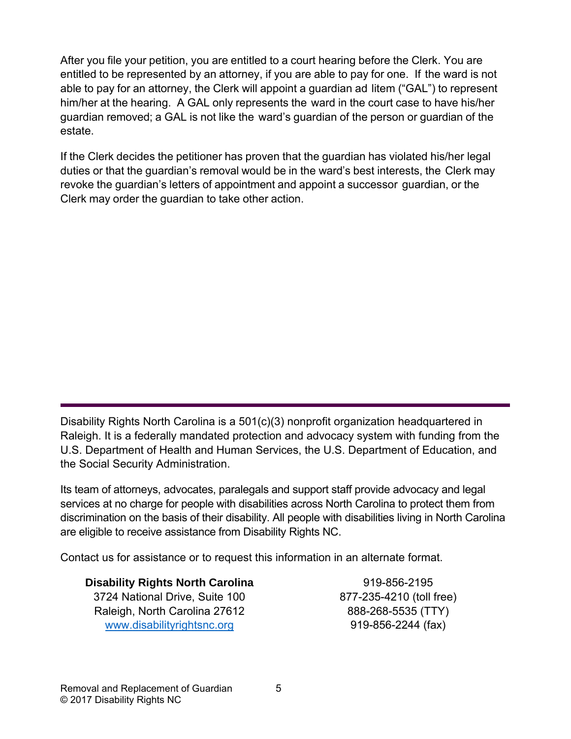After you file your petition, you are entitled to a court hearing before the Clerk. You are entitled to be represented by an attorney, if you are able to pay for one. If the ward is not able to pay for an attorney, the Clerk will appoint a guardian ad litem ("GAL") to represent him/her at the hearing. A GAL only represents the ward in the court case to have his/her guardian removed; a GAL is not like the ward's guardian of the person or guardian of the estate.

If the Clerk decides the petitioner has proven that the guardian has violated his/her legal duties or that the guardian's removal would be in the ward's best interests, the Clerk may revoke the guardian's letters of appointment and appoint a successor guardian, or the Clerk may order the guardian to take other action.

---

Disability Rights North Carolina is a 501(c)(3) nonprofit organization headquartered in Raleigh. It is a federally mandated protection and advocacy system with funding from the U.S. Department of Health and Human Services, the U.S. Department of Education, and the Social Security Administration.

Its team of attorneys, advocates, paralegals and support staff provide advocacy and legal services at no charge for people with disabilities across North Carolina to protect them from discrimination on the basis of their disability. All people with disabilities living in North Carolina are eligible to receive assistance from Disability Rights NC.

Contact us for assistance or to request this information in an alternate format.

**Disability Rights North Carolina**
3724 National Drive, Suite 100
Raleigh, North Carolina 27612
[www.disabilityrightsnc.org](http://www.disabilityrightsnc.org)

919-856-2195
877-235-4210 (toll free)
888-268-5535 (TTY)
919-856-2244 (fax)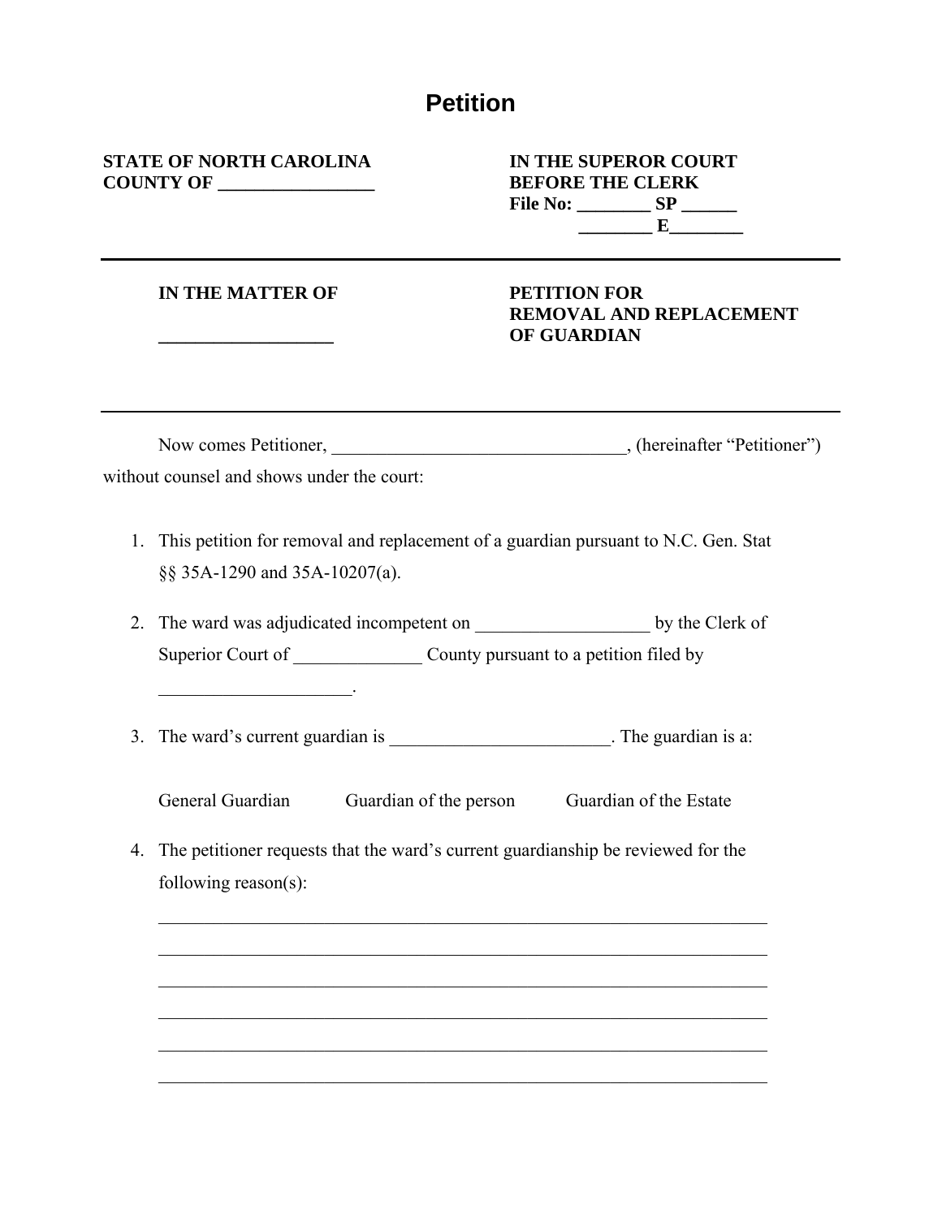# Petition

**STATE OF NORTH CAROLINA**
**COUNTY OF _________________**

**IN THE SUPEROR COURT**
**BEFORE THE CLERK**
**File No: ________ SP ______**
**________ E________**

---

**IN THE MATTER OF**

**___________________**

**PETITION FOR**
**REMOVAL AND REPLACEMENT**
**OF GUARDIAN**

---

Now comes Petitioner, ________________________________, (hereinafter "Petitioner") without counsel and shows under the court:

1. This petition for removal and replacement of a guardian pursuant to N.C. Gen. Stat §§ 35A-1290 and 35A-10207(a).

2. The ward was adjudicated incompetent on ___________________ by the Clerk of Superior Court of ______________ County pursuant to a petition filed by _____________________.

3. The ward's current guardian is ________________________. The guardian is a:

   General Guardian          Guardian of the person          Guardian of the Estate

4. The petitioner requests that the ward's current guardianship be reviewed for the following reason(s):

   ______________________________________________________________________

   ______________________________________________________________________

   ______________________________________________________________________

   ______________________________________________________________________

   ______________________________________________________________________

   ______________________________________________________________________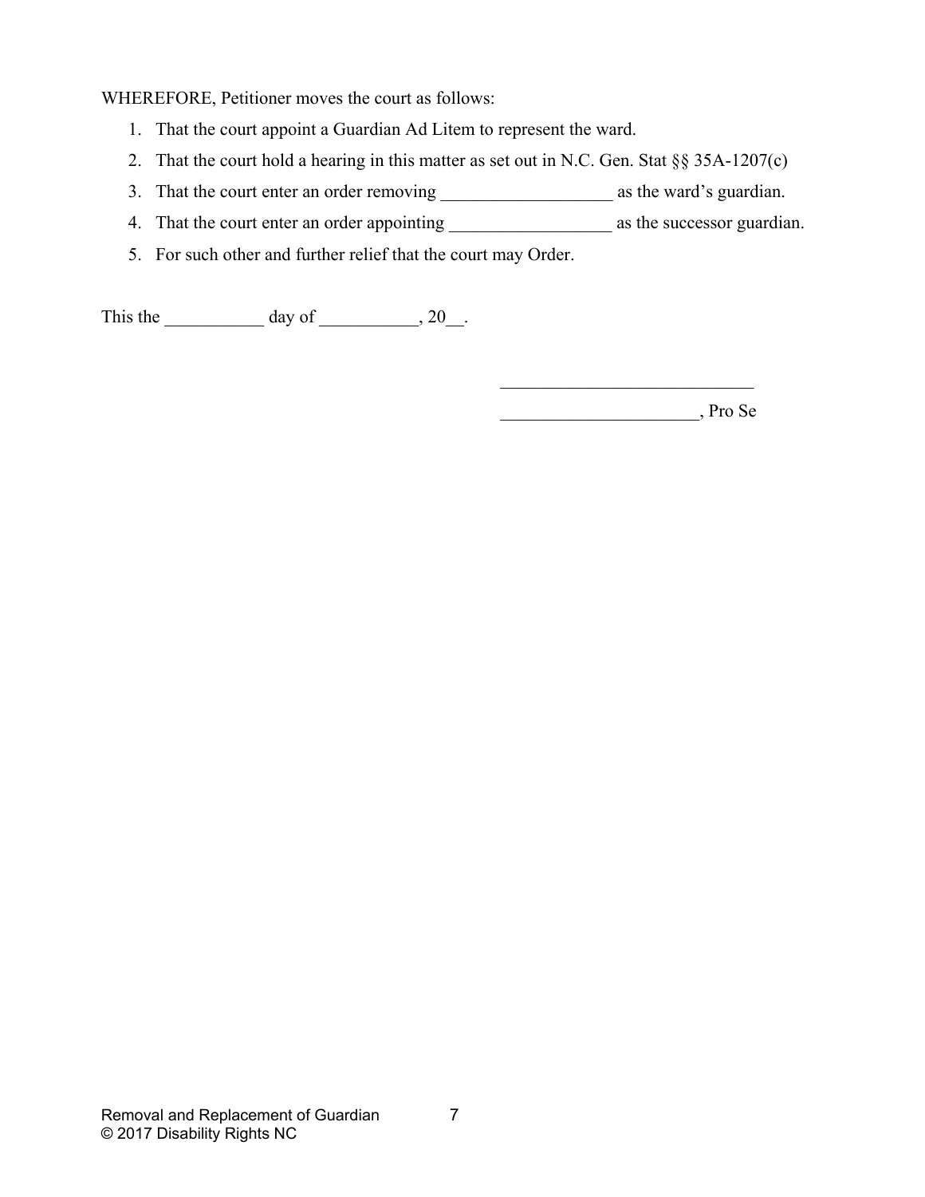WHEREFORE, Petitioner moves the court as follows:

1. That the court appoint a Guardian Ad Litem to represent the ward.
2. That the court hold a hearing in this matter as set out in N.C. Gen. Stat §§ 35A-1207(c)
3. That the court enter an order removing ___________________ as the ward's guardian.
4. That the court enter an order appointing __________________ as the successor guardian.
5. For such other and further relief that the court may Order.

This the ___________ day of ___________, 20__.

____________________________

______________________, Pro Se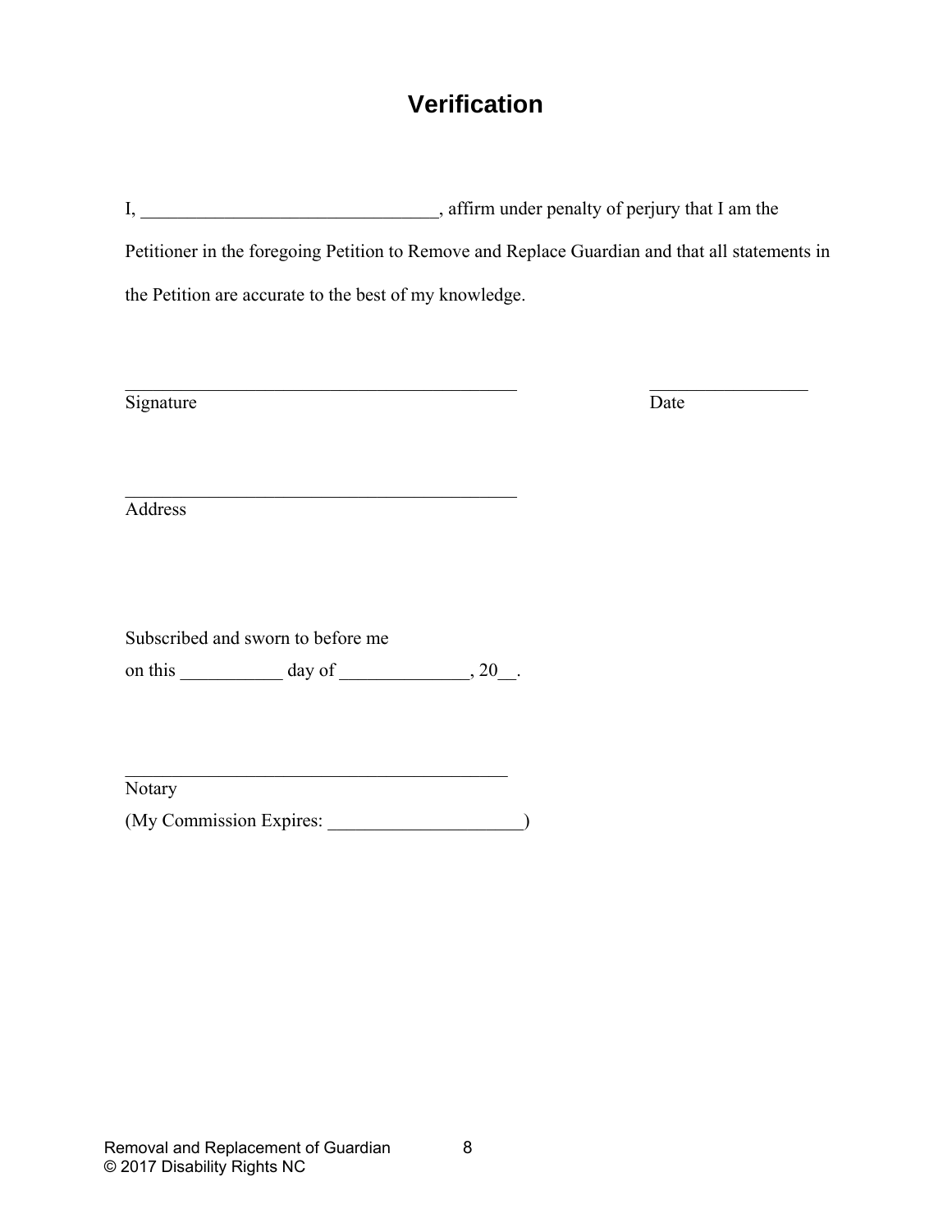# Verification

I, ________________________________, affirm under penalty of perjury that I am the Petitioner in the foregoing Petition to Remove and Replace Guardian and that all statements in the Petition are accurate to the best of my knowledge.

______________________________________________ __________________
Signature Date

______________________________________________
Address

Subscribed and sworn to before me
on this ___________ day of ______________, 20__.

_____________________________________________
Notary
(My Commission Expires: _____________________)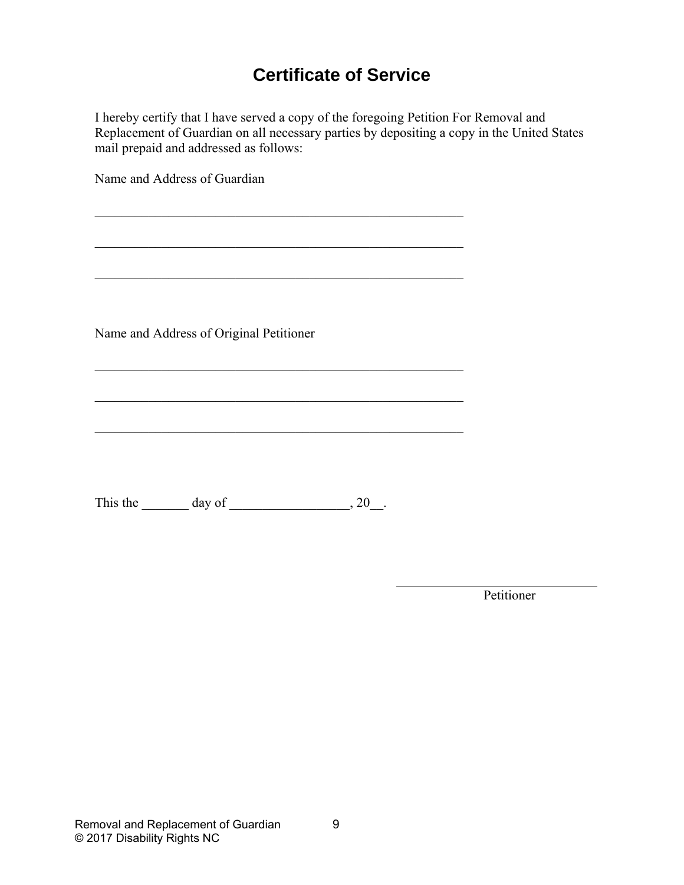# Certificate of Service

I hereby certify that I have served a copy of the foregoing Petition For Removal and Replacement of Guardian on all necessary parties by depositing a copy in the United States mail prepaid and addressed as follows:

Name and Address of Guardian

_______________________________________________________

_______________________________________________________

_______________________________________________________

Name and Address of Original Petitioner

_______________________________________________________

_______________________________________________________

_______________________________________________________

This the _______ day of _________________, 20__.

______________________________
Petitioner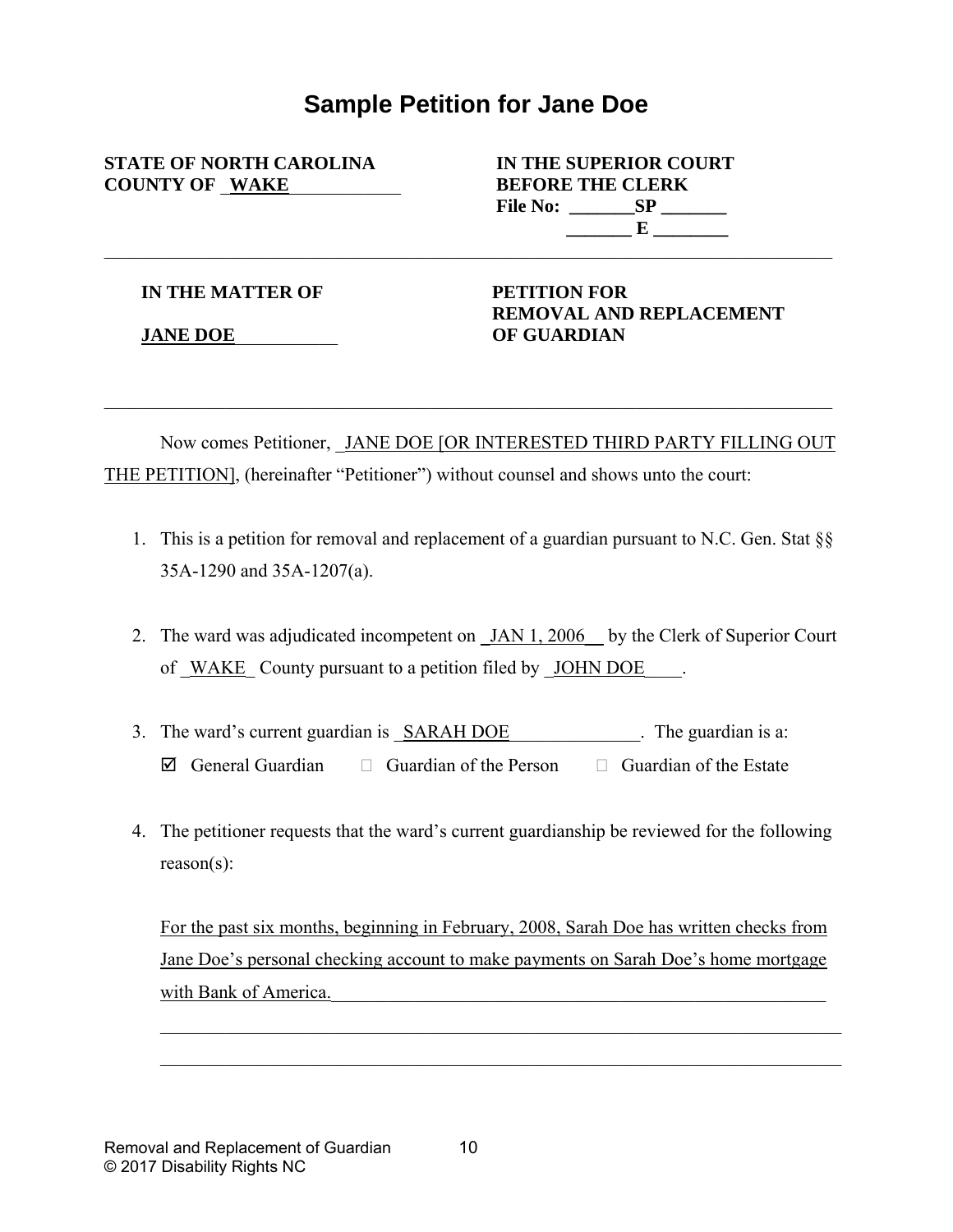# Sample Petition for Jane Doe

**STATE OF NORTH CAROLINA**
**COUNTY OF WAKE**

**IN THE SUPERIOR COURT**
**BEFORE THE CLERK**
**File No: _______SP _______**
**_______ E ________**

---

**IN THE MATTER OF**

**JANE DOE**

**PETITION FOR REMOVAL AND REPLACEMENT OF GUARDIAN**

---

Now comes Petitioner, JANE DOE [OR INTERESTED THIRD PARTY FILLING OUT THE PETITION], (hereinafter "Petitioner") without counsel and shows unto the court:

1. This is a petition for removal and replacement of a guardian pursuant to N.C. Gen. Stat §§ 35A-1290 and 35A-1207(a).

2. The ward was adjudicated incompetent on JAN 1, 2006 by the Clerk of Superior Court of WAKE County pursuant to a petition filed by JOHN DOE.

3. The ward's current guardian is SARAH DOE. The guardian is a:
   ☑ General Guardian ☐ Guardian of the Person ☐ Guardian of the Estate

4. The petitioner requests that the ward's current guardianship be reviewed for the following reason(s):

   For the past six months, beginning in February, 2008, Sarah Doe has written checks from Jane Doe's personal checking account to make payments on Sarah Doe's home mortgage with Bank of America.

Removal and Replacement of Guardian
© 2017 Disability Rights NC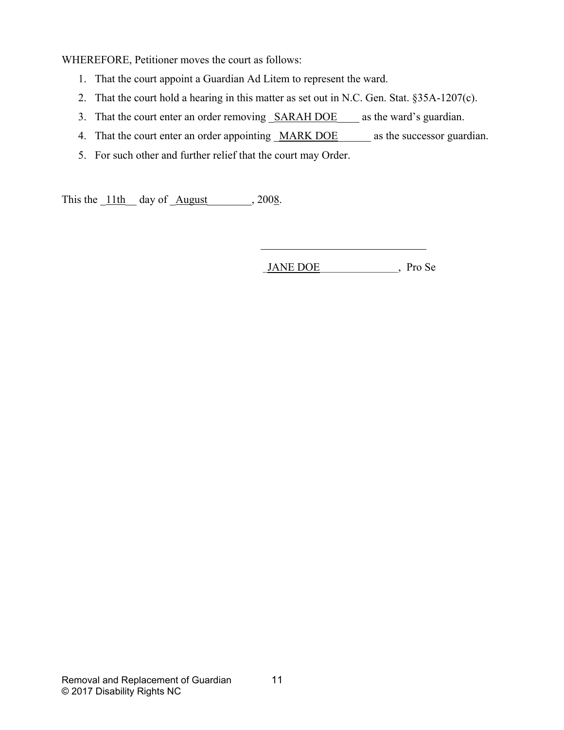WHEREFORE, Petitioner moves the court as follows:

1. That the court appoint a Guardian Ad Litem to represent the ward.
2. That the court hold a hearing in this matter as set out in N.C. Gen. Stat. §35A-1207(c).
3. That the court enter an order removing _SARAH DOE____ as the ward's guardian.
4. That the court enter an order appointing _MARK DOE______ as the successor guardian.
5. For such other and further relief that the court may Order.

This the _11th__ day of _August________, 2008.

_______________________________

_JANE DOE______________, Pro Se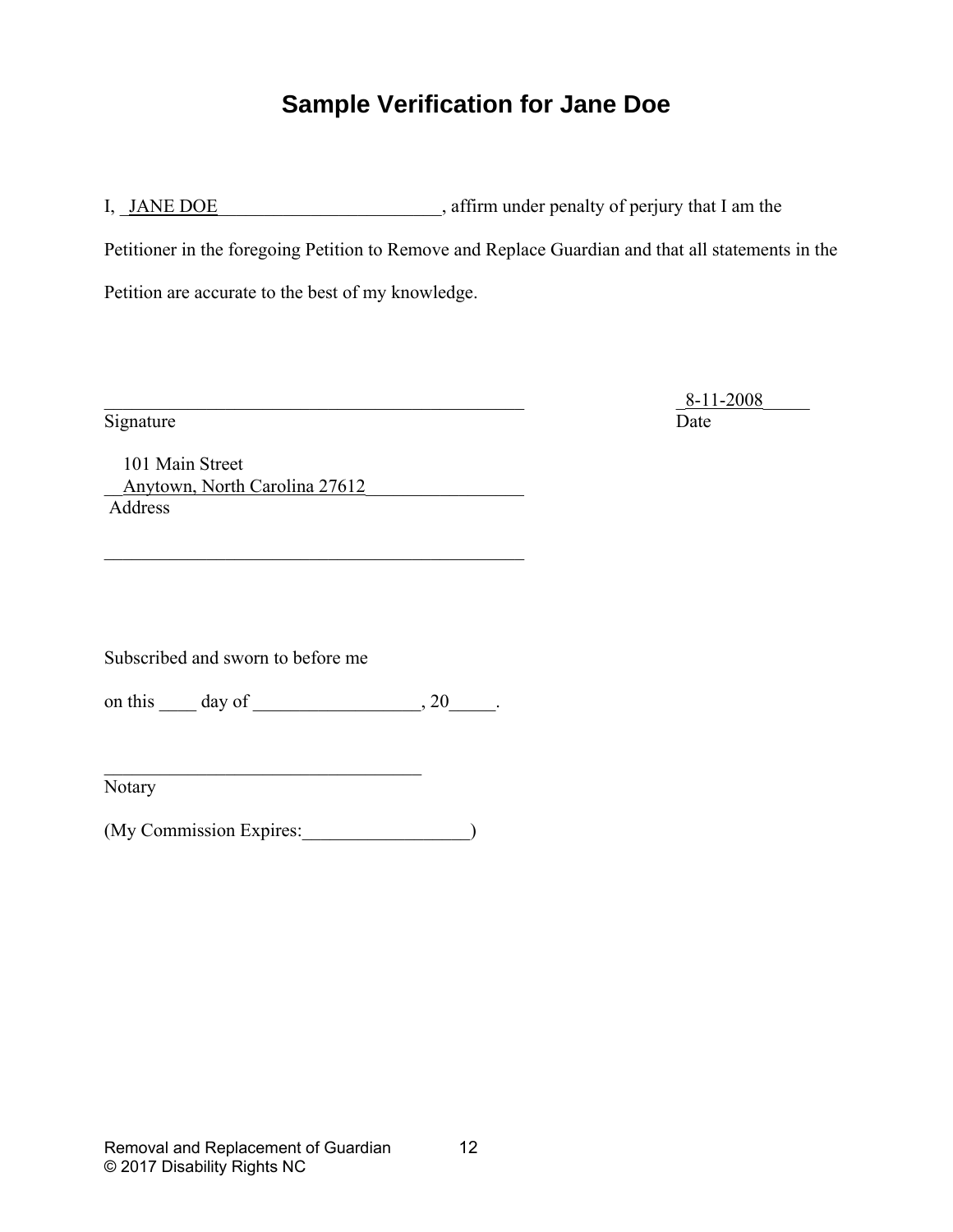# Sample Verification for Jane Doe

I, _JANE DOE_________________________, affirm under penalty of perjury that I am the Petitioner in the foregoing Petition to Remove and Replace Guardian and that all statements in the Petition are accurate to the best of my knowledge.

_______________________________________________ _8-11-2008_____

Signature Date

101 Main Street

__Anytown, North Carolina 27612_________________

Address

_______________________________________________

Subscribed and sworn to before me

on this ____ day of __________________, 20_____.

___________________________________

Notary

(My Commission Expires:__________________)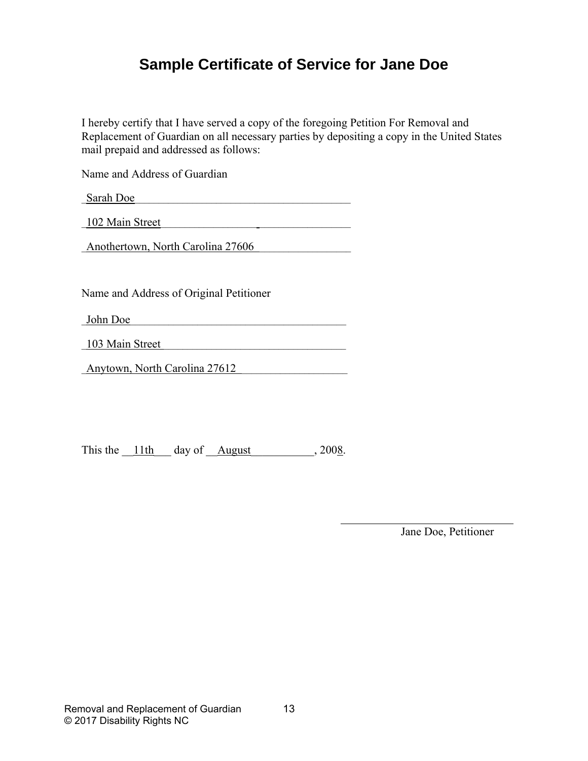# Sample Certificate of Service for Jane Doe

I hereby certify that I have served a copy of the foregoing Petition For Removal and Replacement of Guardian on all necessary parties by depositing a copy in the United States mail prepaid and addressed as follows:

Name and Address of Guardian

Sarah Doe

102 Main Street

Anothertown, North Carolina 27606

Name and Address of Original Petitioner

John Doe

103 Main Street

Anytown, North Carolina 27612

This the 11th day of August, 2008.

Jane Doe, Petitioner